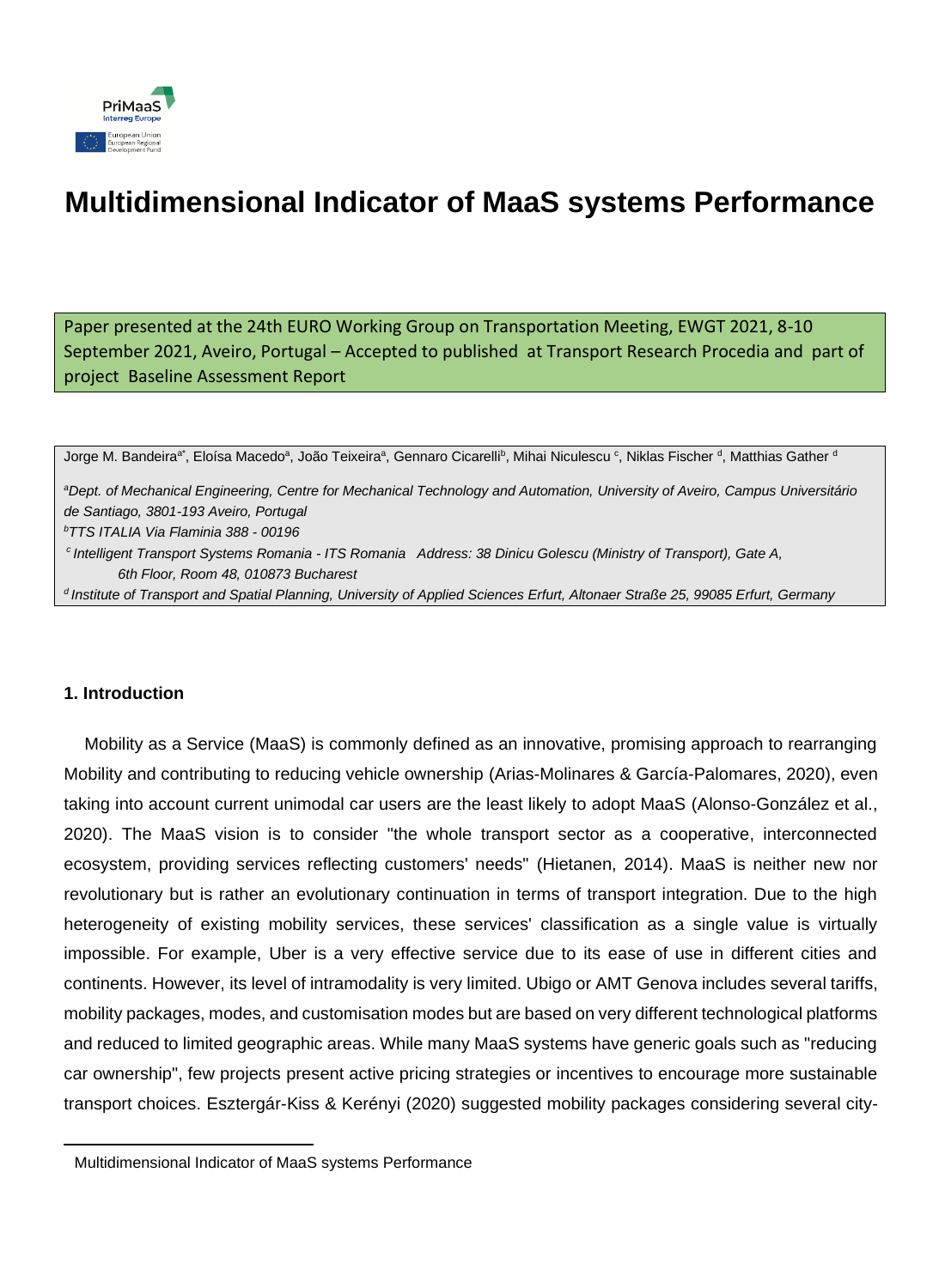# Multidimensional Indicator of MaaS systems Performance

Paper presented at the 24th EURO Working Group on Transportation Meeting, EWGT 2021, 8-10 September 2021, Aveiro, Portugal – Accepted to published at Transport Research Procedia and part of project Baseline Assessment Report

Jorge M. Bandeira[a*], Eloísa Macedo[a], João Teixeira[a], Gennaro Cicarelli[b], Mihai Niculescu [c], Niklas Fischer [d], Matthias Gather [d]

[a]*Dept. of Mechanical Engineering, Centre for Mechanical Technology and Automation, University of Aveiro, Campus Universitário de Santiago, 3801-193 Aveiro, Portugal*

[b]*TTS ITALIA Via Flaminia 388 - 00196*

[c] *Intelligent Transport Systems Romania - ITS Romania Address: 38 Dinicu Golescu (Ministry of Transport), Gate A, 6th Floor, Room 48, 010873 Bucharest*

[d] *Institute of Transport and Spatial Planning, University of Applied Sciences Erfurt, Altonaer Straße 25, 99085 Erfurt, Germany*

## 1. Introduction

Mobility as a Service (MaaS) is commonly defined as an innovative, promising approach to rearranging Mobility and contributing to reducing vehicle ownership (Arias-Molinares & García-Palomares, 2020), even taking into account current unimodal car users are the least likely to adopt MaaS (Alonso-González et al., 2020). The MaaS vision is to consider "the whole transport sector as a cooperative, interconnected ecosystem, providing services reflecting customers' needs" (Hietanen, 2014). MaaS is neither new nor revolutionary but is rather an evolutionary continuation in terms of transport integration. Due to the high heterogeneity of existing mobility services, these services' classification as a single value is virtually impossible. For example, Uber is a very effective service due to its ease of use in different cities and continents. However, its level of intramodality is very limited. Ubigo or AMT Genova includes several tariffs, mobility packages, modes, and customisation modes but are based on very different technological platforms and reduced to limited geographic areas. While many MaaS systems have generic goals such as "reducing car ownership", few projects present active pricing strategies or incentives to encourage more sustainable transport choices. Esztergár-Kiss & Kerényi (2020) suggested mobility packages considering several city-

Multidimensional Indicator of MaaS systems Performance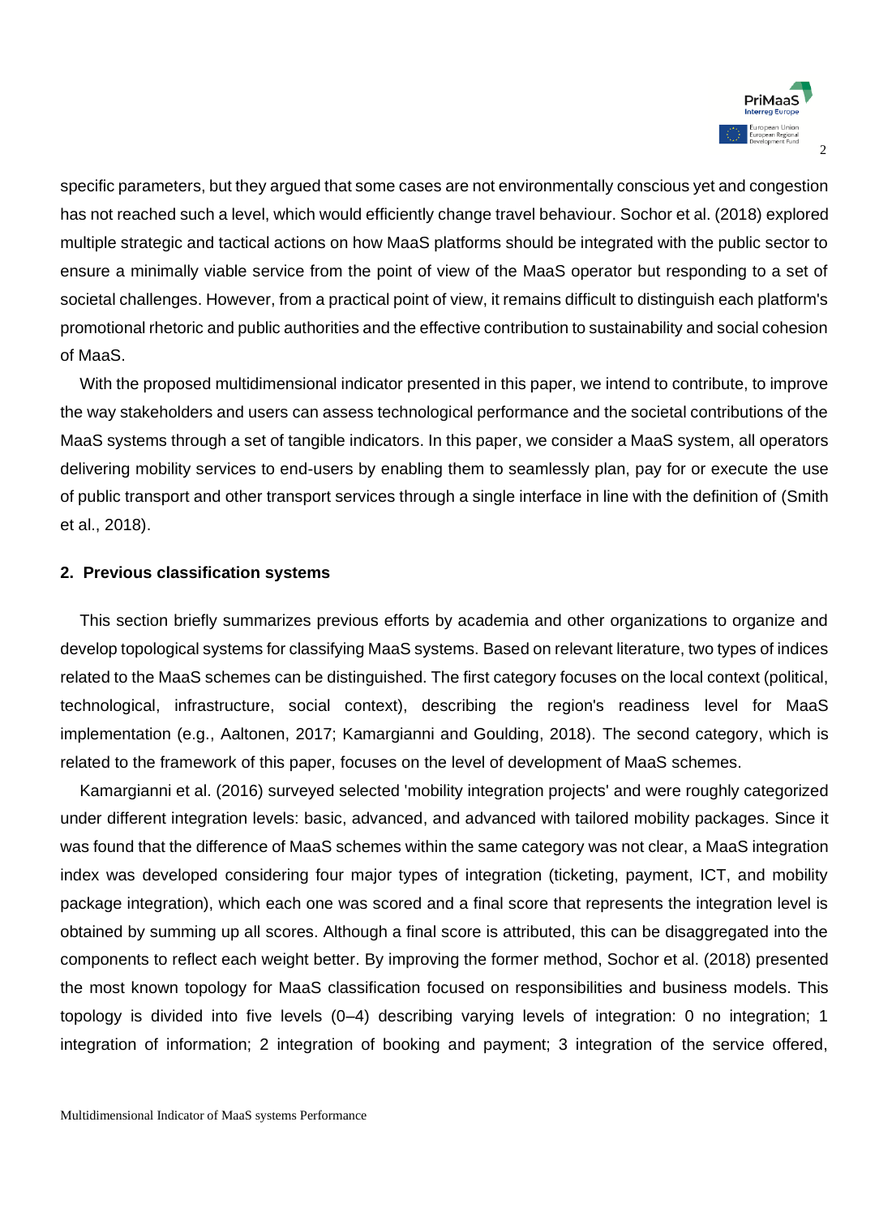specific parameters, but they argued that some cases are not environmentally conscious yet and congestion has not reached such a level, which would efficiently change travel behaviour. Sochor et al. (2018) explored multiple strategic and tactical actions on how MaaS platforms should be integrated with the public sector to ensure a minimally viable service from the point of view of the MaaS operator but responding to a set of societal challenges. However, from a practical point of view, it remains difficult to distinguish each platform's promotional rhetoric and public authorities and the effective contribution to sustainability and social cohesion of MaaS.

With the proposed multidimensional indicator presented in this paper, we intend to contribute, to improve the way stakeholders and users can assess technological performance and the societal contributions of the MaaS systems through a set of tangible indicators. In this paper, we consider a MaaS system, all operators delivering mobility services to end-users by enabling them to seamlessly plan, pay for or execute the use of public transport and other transport services through a single interface in line with the definition of (Smith et al., 2018).

## 2. Previous classification systems

This section briefly summarizes previous efforts by academia and other organizations to organize and develop topological systems for classifying MaaS systems. Based on relevant literature, two types of indices related to the MaaS schemes can be distinguished. The first category focuses on the local context (political, technological, infrastructure, social context), describing the region's readiness level for MaaS implementation (e.g., Aaltonen, 2017; Kamargianni and Goulding, 2018). The second category, which is related to the framework of this paper, focuses on the level of development of MaaS schemes.

Kamargianni et al. (2016) surveyed selected 'mobility integration projects' and were roughly categorized under different integration levels: basic, advanced, and advanced with tailored mobility packages. Since it was found that the difference of MaaS schemes within the same category was not clear, a MaaS integration index was developed considering four major types of integration (ticketing, payment, ICT, and mobility package integration), which each one was scored and a final score that represents the integration level is obtained by summing up all scores. Although a final score is attributed, this can be disaggregated into the components to reflect each weight better. By improving the former method, Sochor et al. (2018) presented the most known topology for MaaS classification focused on responsibilities and business models. This topology is divided into five levels (0–4) describing varying levels of integration: 0 no integration; 1 integration of information; 2 integration of booking and payment; 3 integration of the service offered,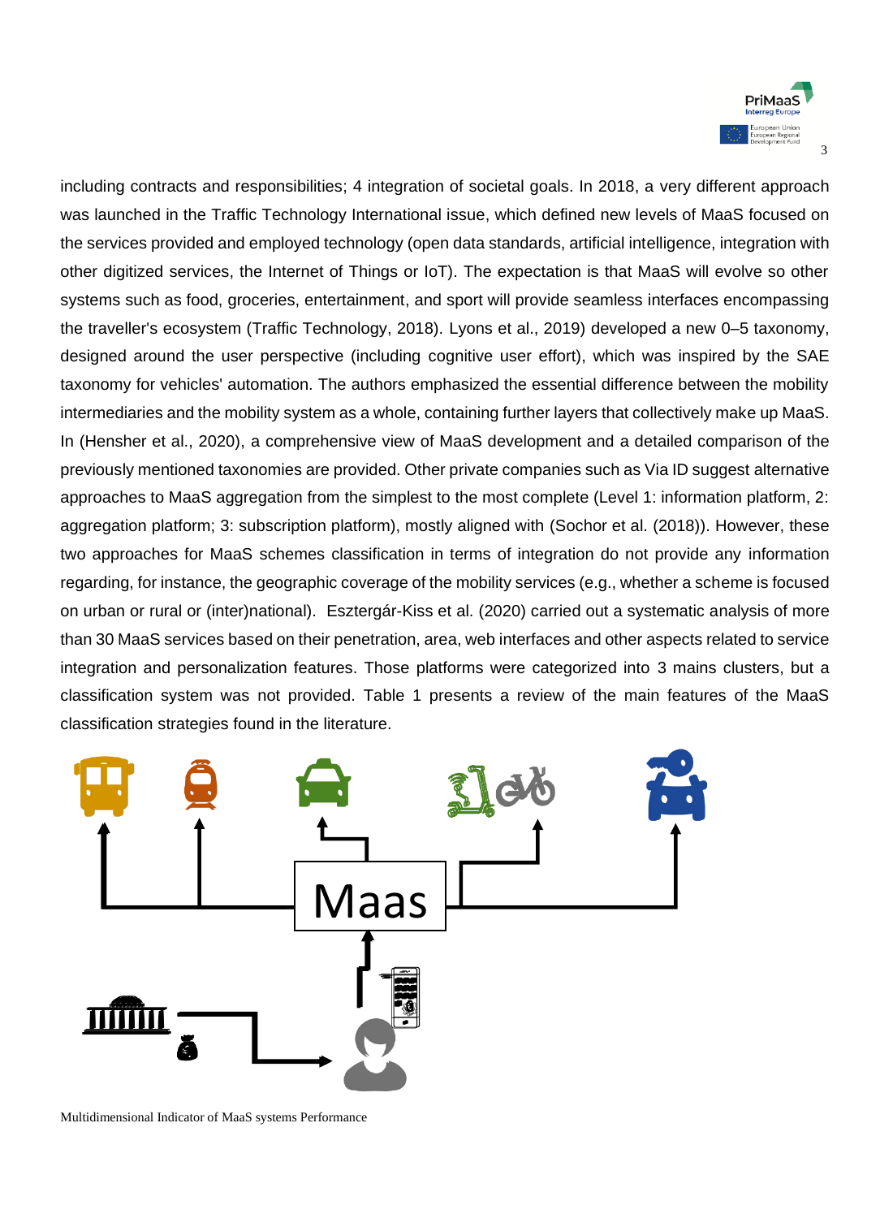including contracts and responsibilities; 4 integration of societal goals. In 2018, a very different approach was launched in the Traffic Technology International issue, which defined new levels of MaaS focused on the services provided and employed technology (open data standards, artificial intelligence, integration with other digitized services, the Internet of Things or IoT). The expectation is that MaaS will evolve so other systems such as food, groceries, entertainment, and sport will provide seamless interfaces encompassing the traveller's ecosystem (Traffic Technology, 2018). Lyons et al., 2019) developed a new 0–5 taxonomy, designed around the user perspective (including cognitive user effort), which was inspired by the SAE taxonomy for vehicles' automation. The authors emphasized the essential difference between the mobility intermediaries and the mobility system as a whole, containing further layers that collectively make up MaaS. In (Hensher et al., 2020), a comprehensive view of MaaS development and a detailed comparison of the previously mentioned taxonomies are provided. Other private companies such as Via ID suggest alternative approaches to MaaS aggregation from the simplest to the most complete (Level 1: information platform, 2: aggregation platform; 3: subscription platform), mostly aligned with (Sochor et al. (2018)). However, these two approaches for MaaS schemes classification in terms of integration do not provide any information regarding, for instance, the geographic coverage of the mobility services (e.g., whether a scheme is focused on urban or rural or (inter)national). Esztergár-Kiss et al. (2020) carried out a systematic analysis of more than 30 MaaS services based on their penetration, area, web interfaces and other aspects related to service integration and personalization features. Those platforms were categorized into 3 mains clusters, but a classification system was not provided. Table 1 presents a review of the main features of the MaaS classification strategies found in the literature.

Maas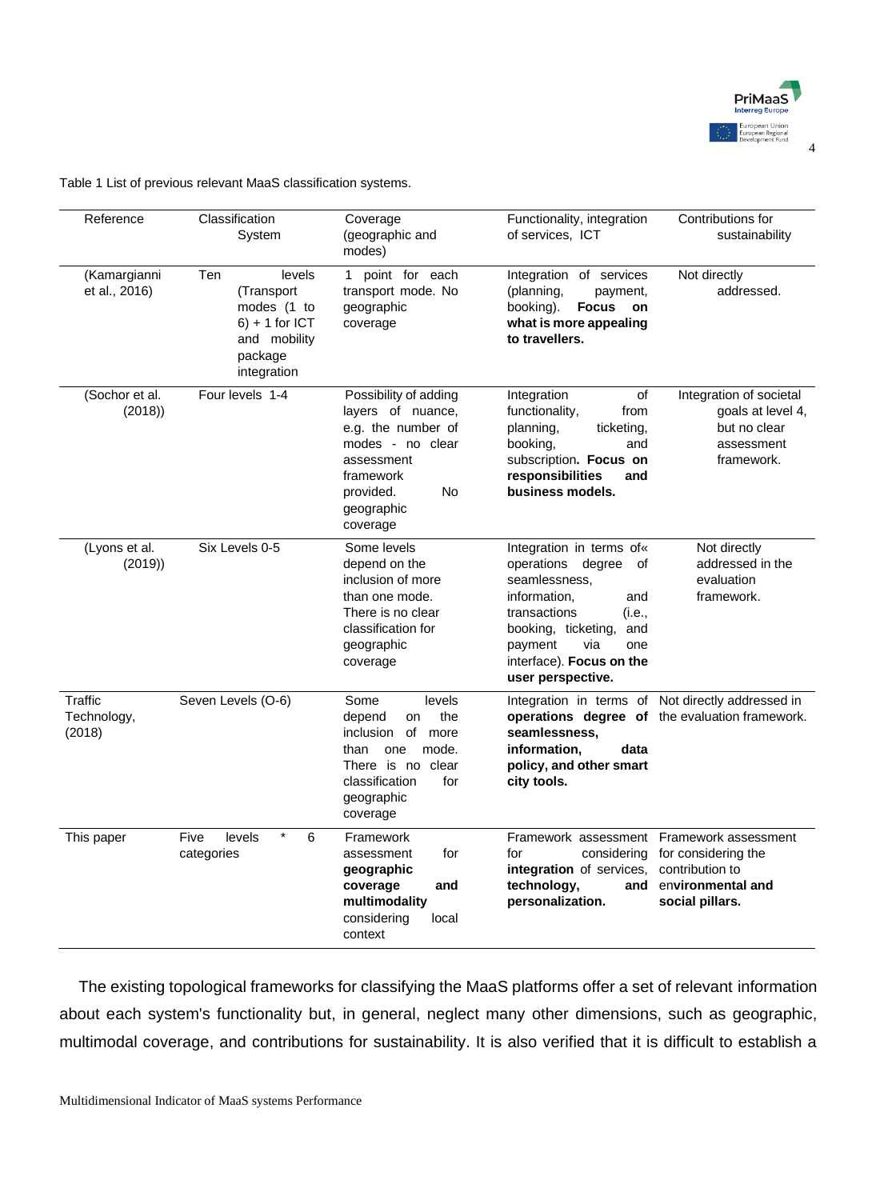Table 1 List of previous relevant MaaS classification systems.

| Reference | Classification System | Coverage (geographic and modes) | Functionality, integration of services, ICT | Contributions for sustainability |
|---|---|---|---|---|
| (Kamargianni et al., 2016) | Ten levels (Transport modes (1 to 6) + 1 for ICT and mobility package integration | 1 point for each transport mode. No geographic coverage | Integration of services (planning, payment, booking). **Focus on what is more appealing to travellers.** | Not directly addressed. |
| (Sochor et al. (2018)) | Four levels 1-4 | Possibility of adding layers of nuance, e.g. the number of modes - no clear assessment framework provided. No geographic coverage | Integration of functionality, from planning, ticketing, booking, and subscription**. Focus on responsibilities and business models.** | Integration of societal goals at level 4, but no clear assessment framework. |
| (Lyons et al. (2019)) | Six Levels 0-5 | Some levels depend on the inclusion of more than one mode. There is no clear classification for geographic coverage | Integration in terms of« operations degree of seamlessness, information, and transactions (i.e., booking, ticketing, and payment via one interface). **Focus on the user perspective.** | Not directly addressed in the evaluation framework. |
| Traffic Technology, (2018) | Seven Levels (O-6) | Some levels depend on the inclusion of more than one mode. There is no clear classification for geographic coverage | Integration in terms of **operations degree of seamlessness, information, data policy, and other smart city tools.** | Not directly addressed in the evaluation framework. |
| This paper | Five levels * 6 categories | Framework assessment for **geographic coverage and multimodality** considering local context | Framework assessment for considering **integration** of services, **technology, and personalization.** | Framework assessment for considering the contribution to en**vironmental and social pillars.** |

The existing topological frameworks for classifying the MaaS platforms offer a set of relevant information about each system's functionality but, in general, neglect many other dimensions, such as geographic, multimodal coverage, and contributions for sustainability. It is also verified that it is difficult to establish a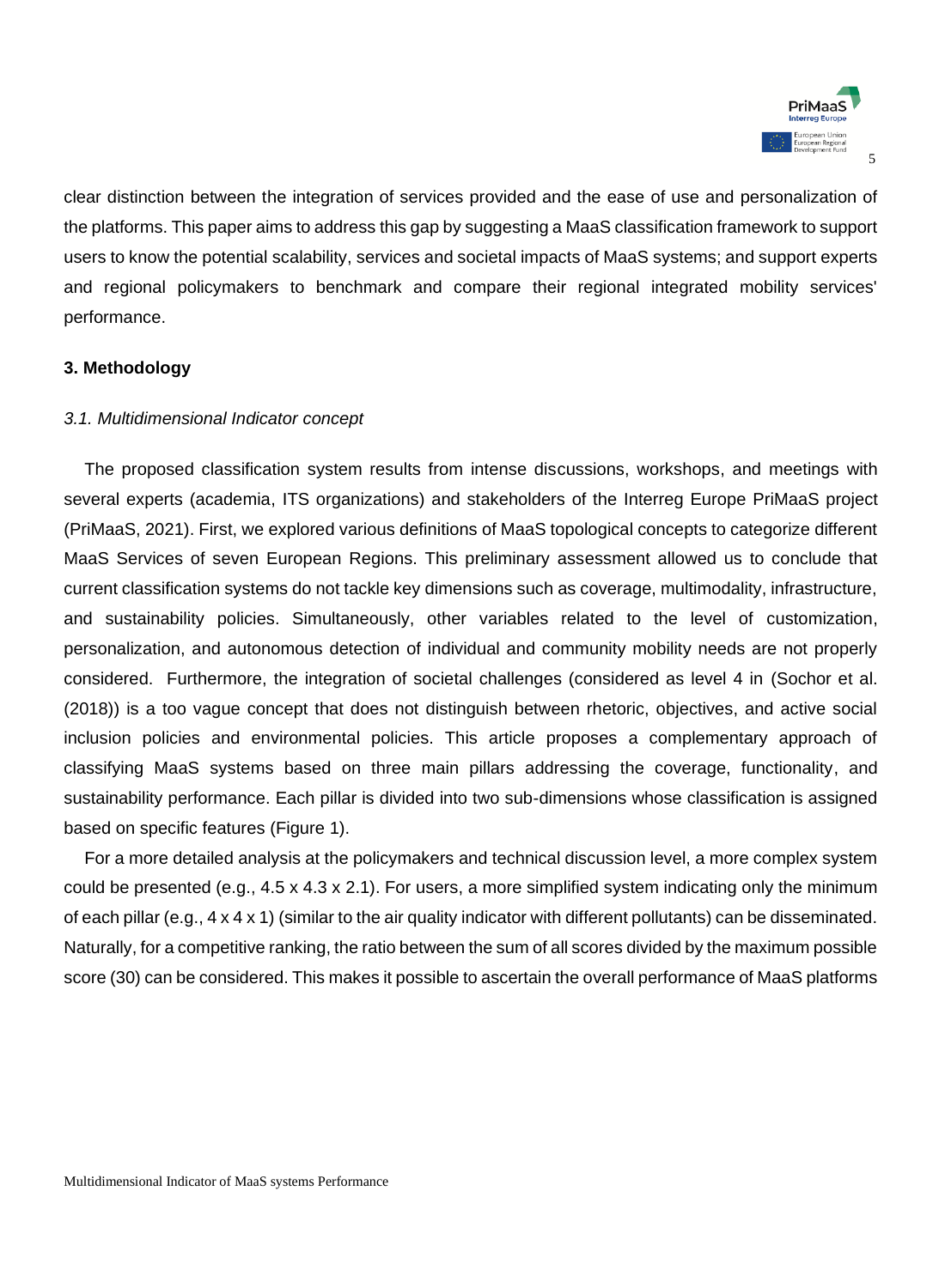clear distinction between the integration of services provided and the ease of use and personalization of the platforms. This paper aims to address this gap by suggesting a MaaS classification framework to support users to know the potential scalability, services and societal impacts of MaaS systems; and support experts and regional policymakers to benchmark and compare their regional integrated mobility services' performance.

## 3. Methodology

### *3.1. Multidimensional Indicator concept*

The proposed classification system results from intense discussions, workshops, and meetings with several experts (academia, ITS organizations) and stakeholders of the Interreg Europe PriMaaS project (PriMaaS, 2021). First, we explored various definitions of MaaS topological concepts to categorize different MaaS Services of seven European Regions. This preliminary assessment allowed us to conclude that current classification systems do not tackle key dimensions such as coverage, multimodality, infrastructure, and sustainability policies. Simultaneously, other variables related to the level of customization, personalization, and autonomous detection of individual and community mobility needs are not properly considered. Furthermore, the integration of societal challenges (considered as level 4 in (Sochor et al. (2018)) is a too vague concept that does not distinguish between rhetoric, objectives, and active social inclusion policies and environmental policies. This article proposes a complementary approach of classifying MaaS systems based on three main pillars addressing the coverage, functionality, and sustainability performance. Each pillar is divided into two sub-dimensions whose classification is assigned based on specific features (Figure 1).

For a more detailed analysis at the policymakers and technical discussion level, a more complex system could be presented (e.g., 4.5 x 4.3 x 2.1). For users, a more simplified system indicating only the minimum of each pillar (e.g., 4 x 4 x 1) (similar to the air quality indicator with different pollutants) can be disseminated. Naturally, for a competitive ranking, the ratio between the sum of all scores divided by the maximum possible score (30) can be considered. This makes it possible to ascertain the overall performance of MaaS platforms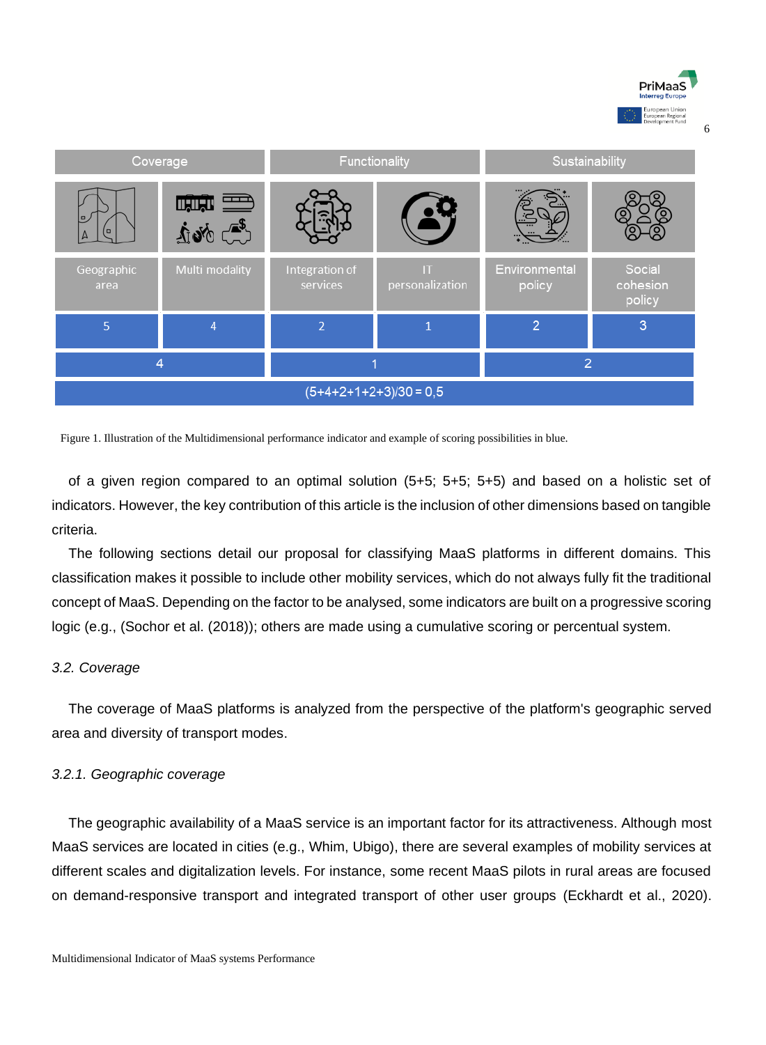| Coverage | | Functionality | | Sustainability | |
|---|---|---|---|---|---|
| Geographic area | Multi modality | Integration of services | IT personalization | Environmental policy | Social cohesion policy |
| 5 | 4 | 2 | 1 | 2 | 3 |
| 4 | | 1 | | 2 | |
| (5+4+2+1+2+3)/30 = 0,5 | | | | | |

Figure 1. Illustration of the Multidimensional performance indicator and example of scoring possibilities in blue.

of a given region compared to an optimal solution (5+5; 5+5; 5+5) and based on a holistic set of indicators. However, the key contribution of this article is the inclusion of other dimensions based on tangible criteria.

The following sections detail our proposal for classifying MaaS platforms in different domains. This classification makes it possible to include other mobility services, which do not always fully fit the traditional concept of MaaS. Depending on the factor to be analysed, some indicators are built on a progressive scoring logic (e.g., (Sochor et al. (2018)); others are made using a cumulative scoring or percentual system.

### *3.2. Coverage*

The coverage of MaaS platforms is analyzed from the perspective of the platform's geographic served area and diversity of transport modes.

#### *3.2.1. Geographic coverage*

The geographic availability of a MaaS service is an important factor for its attractiveness. Although most MaaS services are located in cities (e.g., Whim, Ubigo), there are several examples of mobility services at different scales and digitalization levels. For instance, some recent MaaS pilots in rural areas are focused on demand-responsive transport and integrated transport of other user groups (Eckhardt et al., 2020).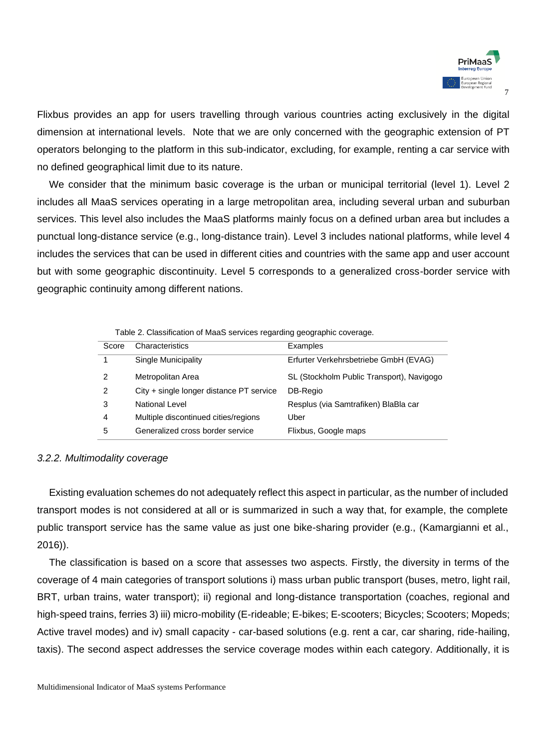Flixbus provides an app for users travelling through various countries acting exclusively in the digital dimension at international levels.  Note that we are only concerned with the geographic extension of PT operators belonging to the platform in this sub-indicator, excluding, for example, renting a car service with no defined geographical limit due to its nature.

We consider that the minimum basic coverage is the urban or municipal territorial (level 1). Level 2 includes all MaaS services operating in a large metropolitan area, including several urban and suburban services. This level also includes the MaaS platforms mainly focus on a defined urban area but includes a punctual long-distance service (e.g., long-distance train). Level 3 includes national platforms, while level 4 includes the services that can be used in different cities and countries with the same app and user account but with some geographic discontinuity. Level 5 corresponds to a generalized cross-border service with geographic continuity among different nations.

Table 2. Classification of MaaS services regarding geographic coverage.

| Score | Characteristics | Examples |
|---|---|---|
| 1 | Single Municipality | Erfurter Verkehrsbetriebe GmbH (EVAG) |
| 2 | Metropolitan Area | SL (Stockholm Public Transport), Navigogo |
| 2 | City + single longer distance PT service | DB-Regio |
| 3 | National Level | Resplus (via Samtrafiken) BlaBla car |
| 4 | Multiple discontinued cities/regions | Uber |
| 5 | Generalized cross border service | Flixbus, Google maps |

### *3.2.2. Multimodality coverage*

Existing evaluation schemes do not adequately reflect this aspect in particular, as the number of included transport modes is not considered at all or is summarized in such a way that, for example, the complete public transport service has the same value as just one bike-sharing provider (e.g., (Kamargianni et al., 2016)).

The classification is based on a score that assesses two aspects. Firstly, the diversity in terms of the coverage of 4 main categories of transport solutions i) mass urban public transport (buses, metro, light rail, BRT, urban trains, water transport); ii) regional and long-distance transportation (coaches, regional and high-speed trains, ferries 3) iii) micro-mobility (E-rideable; E-bikes; E-scooters; Bicycles; Scooters; Mopeds; Active travel modes) and iv) small capacity - car-based solutions (e.g. rent a car, car sharing, ride-hailing, taxis). The second aspect addresses the service coverage modes within each category. Additionally, it is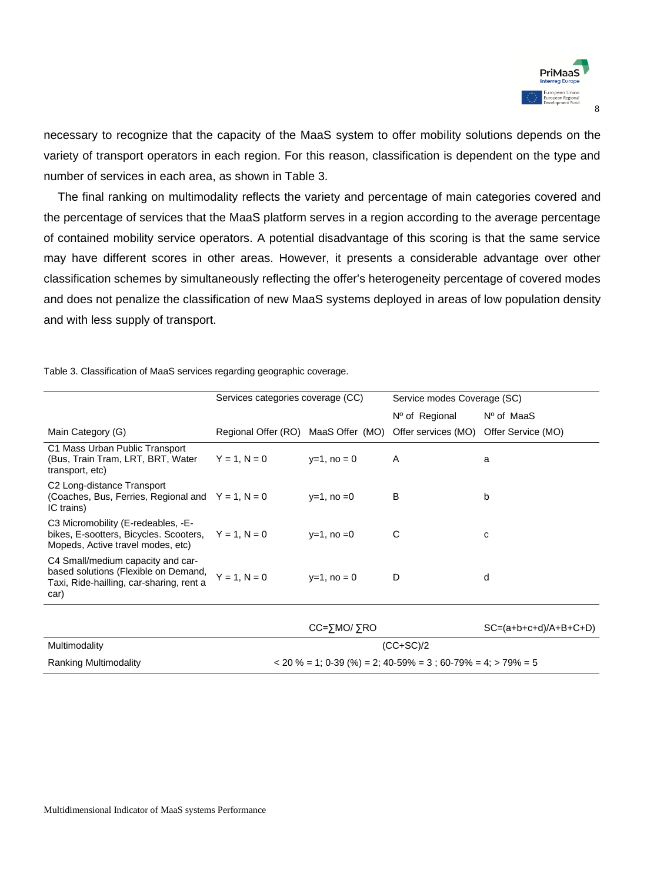necessary to recognize that the capacity of the MaaS system to offer mobility solutions depends on the variety of transport operators in each region. For this reason, classification is dependent on the type and number of services in each area, as shown in Table 3.

The final ranking on multimodality reflects the variety and percentage of main categories covered and the percentage of services that the MaaS platform serves in a region according to the average percentage of contained mobility service operators. A potential disadvantage of this scoring is that the same service may have different scores in other areas. However, it presents a considerable advantage over other classification schemes by simultaneously reflecting the offer's heterogeneity percentage of covered modes and does not penalize the classification of new MaaS systems deployed in areas of low population density and with less supply of transport.

Table 3. Classification of MaaS services regarding geographic coverage.

| | Services categories coverage (CC) | | Service modes Coverage (SC) | |
|---|---|---|---|---|
| | | | Nº of Regional | Nº of MaaS |
| Main Category (G) | Regional Offer (RO) | MaaS Offer (MO) | Offer services (MO) | Offer Service (MO) |
| C1 Mass Urban Public Transport (Bus, Train Tram, LRT, BRT, Water transport, etc) | Y = 1, N = 0 | y=1, no = 0 | A | a |
| C2 Long-distance Transport (Coaches, Bus, Ferries, Regional and IC trains) | Y = 1, N = 0 | y=1, no =0 | B | b |
| C3 Micromobility (E-redeables, -E-bikes, E-sooters, Bicycles. Scooters, Mopeds, Active travel modes, etc) | Y = 1, N = 0 | y=1, no =0 | C | c |
| C4 Small/medium capacity and car-based solutions (Flexible on Demand, Taxi, Ride-hailling, car-sharing, rent a car) | Y = 1, N = 0 | y=1, no = 0 | D | d |
| | | CC=∑MO/ ∑RO | | SC=(a+b+c+d)/A+B+C+D) |
| Multimodality | (CC+SC)/2 | | | |
| Ranking Multimodality | < 20 % = 1; 0-39 (%) = 2; 40-59% = 3 ; 60-79% = 4; > 79% = 5 | | | |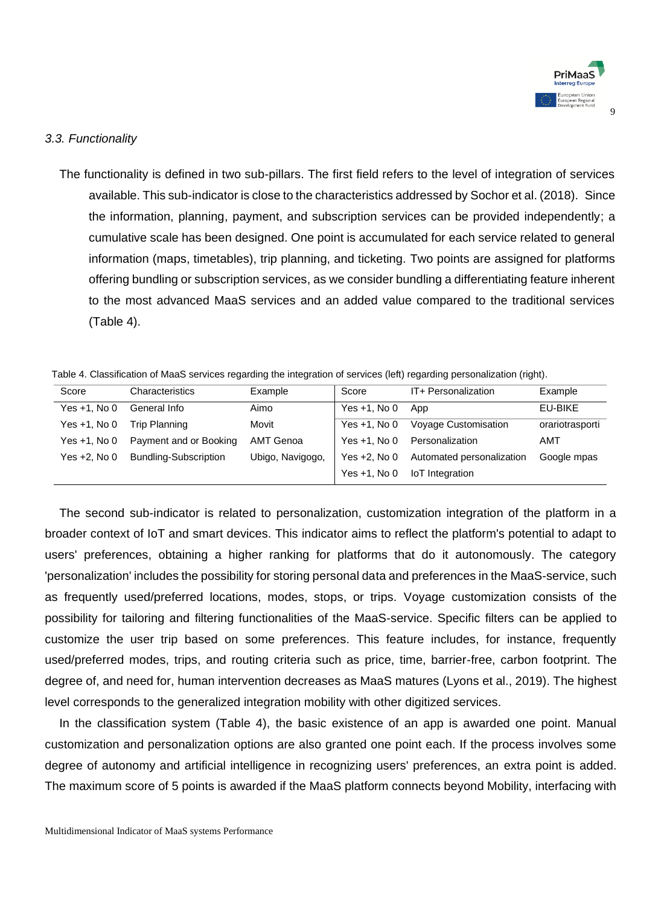### *3.3. Functionality*

The functionality is defined in two sub-pillars. The first field refers to the level of integration of services available. This sub-indicator is close to the characteristics addressed by Sochor et al. (2018). Since the information, planning, payment, and subscription services can be provided independently; a cumulative scale has been designed. One point is accumulated for each service related to general information (maps, timetables), trip planning, and ticketing. Two points are assigned for platforms offering bundling or subscription services, as we consider bundling a differentiating feature inherent to the most advanced MaaS services and an added value compared to the traditional services (Table 4).

Table 4. Classification of MaaS services regarding the integration of services (left) regarding personalization (right).

| Score | Characteristics | Example | Score | IT+ Personalization | Example |
|---|---|---|---|---|---|
| Yes +1, No 0 | General Info | Aimo | Yes +1, No 0 | App | EU-BIKE |
| Yes +1, No 0 | Trip Planning | Movit | Yes +1, No 0 | Voyage Customisation | orariotrasporti |
| Yes +1, No 0 | Payment and or Booking | AMT Genoa | Yes +1, No 0 | Personalization | AMT |
| Yes +2, No 0 | Bundling-Subscription | Ubigo, Navigogo, | Yes +2, No 0 | Automated personalization | Google mpas |
| | | | Yes +1, No 0 | IoT Integration | |

The second sub-indicator is related to personalization, customization integration of the platform in a broader context of IoT and smart devices. This indicator aims to reflect the platform's potential to adapt to users' preferences, obtaining a higher ranking for platforms that do it autonomously. The category 'personalization' includes the possibility for storing personal data and preferences in the MaaS-service, such as frequently used/preferred locations, modes, stops, or trips. Voyage customization consists of the possibility for tailoring and filtering functionalities of the MaaS-service. Specific filters can be applied to customize the user trip based on some preferences. This feature includes, for instance, frequently used/preferred modes, trips, and routing criteria such as price, time, barrier-free, carbon footprint. The degree of, and need for, human intervention decreases as MaaS matures (Lyons et al., 2019). The highest level corresponds to the generalized integration mobility with other digitized services.

In the classification system (Table 4), the basic existence of an app is awarded one point. Manual customization and personalization options are also granted one point each. If the process involves some degree of autonomy and artificial intelligence in recognizing users' preferences, an extra point is added. The maximum score of 5 points is awarded if the MaaS platform connects beyond Mobility, interfacing with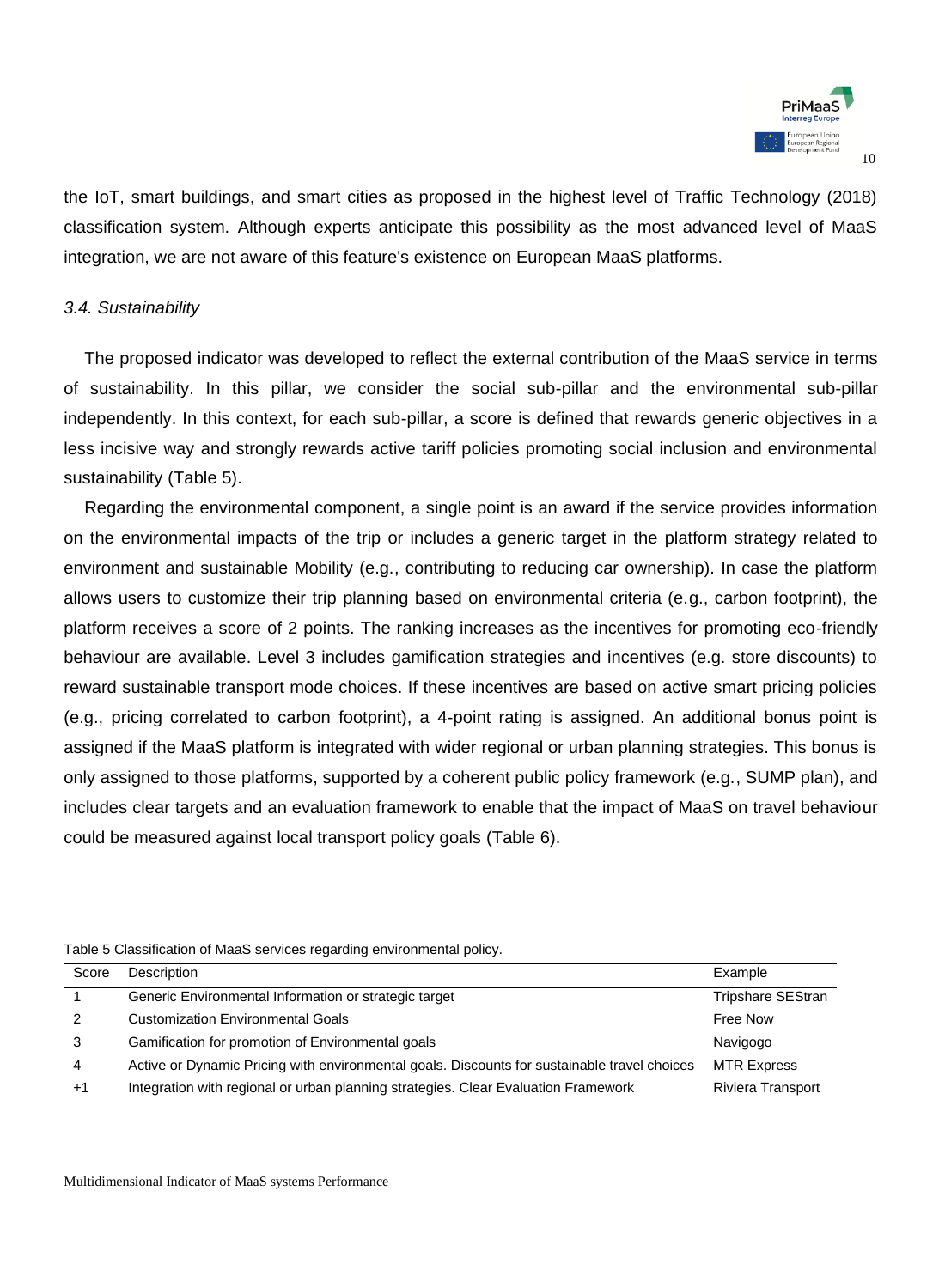the IoT, smart buildings, and smart cities as proposed in the highest level of Traffic Technology (2018) classification system. Although experts anticipate this possibility as the most advanced level of MaaS integration, we are not aware of this feature's existence on European MaaS platforms.

### *3.4. Sustainability*

The proposed indicator was developed to reflect the external contribution of the MaaS service in terms of sustainability. In this pillar, we consider the social sub-pillar and the environmental sub-pillar independently. In this context, for each sub-pillar, a score is defined that rewards generic objectives in a less incisive way and strongly rewards active tariff policies promoting social inclusion and environmental sustainability (Table 5).

Regarding the environmental component, a single point is an award if the service provides information on the environmental impacts of the trip or includes a generic target in the platform strategy related to environment and sustainable Mobility (e.g., contributing to reducing car ownership). In case the platform allows users to customize their trip planning based on environmental criteria (e.g., carbon footprint), the platform receives a score of 2 points. The ranking increases as the incentives for promoting eco-friendly behaviour are available. Level 3 includes gamification strategies and incentives (e.g. store discounts) to reward sustainable transport mode choices. If these incentives are based on active smart pricing policies (e.g., pricing correlated to carbon footprint), a 4-point rating is assigned. An additional bonus point is assigned if the MaaS platform is integrated with wider regional or urban planning strategies. This bonus is only assigned to those platforms, supported by a coherent public policy framework (e.g., SUMP plan), and includes clear targets and an evaluation framework to enable that the impact of MaaS on travel behaviour could be measured against local transport policy goals (Table 6).

Table 5 Classification of MaaS services regarding environmental policy.

| Score | Description | Example |
|---|---|---|
| 1 | Generic Environmental Information or strategic target | Tripshare SEStran |
| 2 | Customization Environmental Goals | Free Now |
| 3 | Gamification for promotion of Environmental goals | Navigogo |
| 4 | Active or Dynamic Pricing with environmental goals. Discounts for sustainable travel choices | MTR Express |
| +1 | Integration with regional or urban planning strategies. Clear Evaluation Framework | Riviera Transport |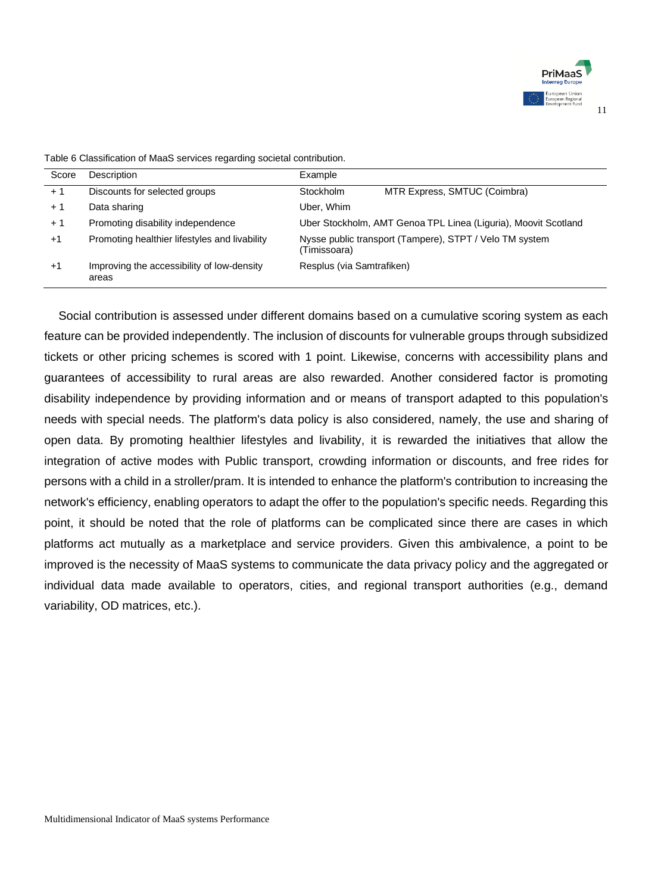Table 6 Classification of MaaS services regarding societal contribution.

| Score | Description | Example | |
|---|---|---|---|
| + 1 | Discounts for selected groups | Stockholm | MTR Express, SMTUC (Coimbra) |
| + 1 | Data sharing | Uber, Whim | |
| + 1 | Promoting disability independence | Uber Stockholm, AMT Genoa TPL Linea (Liguria), Moovit Scotland | |
| +1 | Promoting healthier lifestyles and livability | Nysse public transport (Tampere), STPT / Velo TM system (Timissoara) | |
| +1 | Improving the accessibility of low-density areas | Resplus (via Samtrafiken) | |

Social contribution is assessed under different domains based on a cumulative scoring system as each feature can be provided independently. The inclusion of discounts for vulnerable groups through subsidized tickets or other pricing schemes is scored with 1 point. Likewise, concerns with accessibility plans and guarantees of accessibility to rural areas are also rewarded. Another considered factor is promoting disability independence by providing information and or means of transport adapted to this population's needs with special needs. The platform's data policy is also considered, namely, the use and sharing of open data. By promoting healthier lifestyles and livability, it is rewarded the initiatives that allow the integration of active modes with Public transport, crowding information or discounts, and free rides for persons with a child in a stroller/pram. It is intended to enhance the platform's contribution to increasing the network's efficiency, enabling operators to adapt the offer to the population's specific needs. Regarding this point, it should be noted that the role of platforms can be complicated since there are cases in which platforms act mutually as a marketplace and service providers. Given this ambivalence, a point to be improved is the necessity of MaaS systems to communicate the data privacy policy and the aggregated or individual data made available to operators, cities, and regional transport authorities (e.g., demand variability, OD matrices, etc.).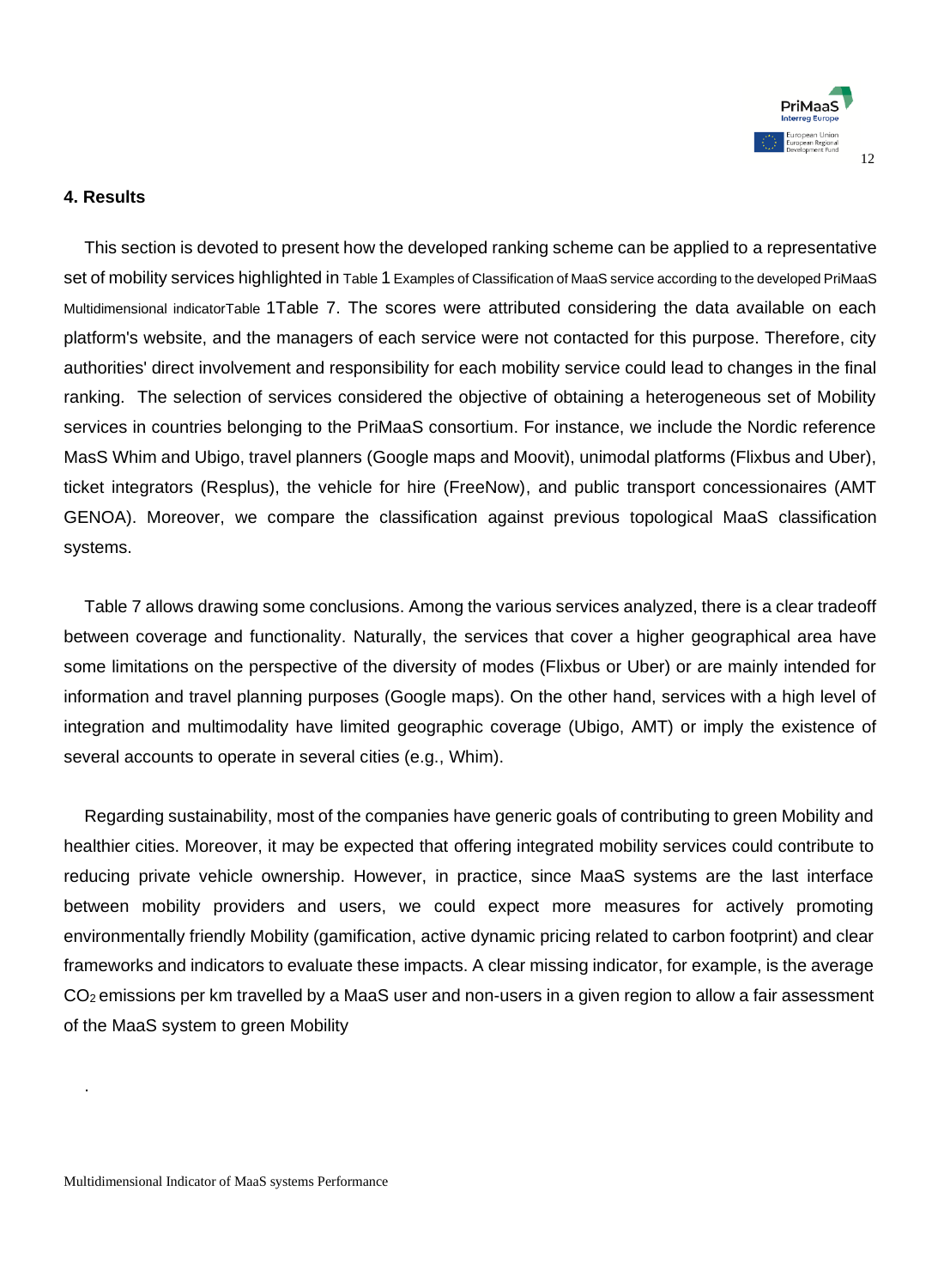### 4. Results

This section is devoted to present how the developed ranking scheme can be applied to a representative set of mobility services highlighted in Table 1 Examples of Classification of MaaS service according to the developed PriMaaS Multidimensional indicatorTable 1Table 7. The scores were attributed considering the data available on each platform's website, and the managers of each service were not contacted for this purpose. Therefore, city authorities' direct involvement and responsibility for each mobility service could lead to changes in the final ranking. The selection of services considered the objective of obtaining a heterogeneous set of Mobility services in countries belonging to the PriMaaS consortium. For instance, we include the Nordic reference MasS Whim and Ubigo, travel planners (Google maps and Moovit), unimodal platforms (Flixbus and Uber), ticket integrators (Resplus), the vehicle for hire (FreeNow), and public transport concessionaires (AMT GENOA). Moreover, we compare the classification against previous topological MaaS classification systems.

Table 7 allows drawing some conclusions. Among the various services analyzed, there is a clear tradeoff between coverage and functionality. Naturally, the services that cover a higher geographical area have some limitations on the perspective of the diversity of modes (Flixbus or Uber) or are mainly intended for information and travel planning purposes (Google maps). On the other hand, services with a high level of integration and multimodality have limited geographic coverage (Ubigo, AMT) or imply the existence of several accounts to operate in several cities (e.g., Whim).

Regarding sustainability, most of the companies have generic goals of contributing to green Mobility and healthier cities. Moreover, it may be expected that offering integrated mobility services could contribute to reducing private vehicle ownership. However, in practice, since MaaS systems are the last interface between mobility providers and users, we could expect more measures for actively promoting environmentally friendly Mobility (gamification, active dynamic pricing related to carbon footprint) and clear frameworks and indicators to evaluate these impacts. A clear missing indicator, for example, is the average $CO_2$ emissions per km travelled by a MaaS user and non-users in a given region to allow a fair assessment of the MaaS system to green Mobility

.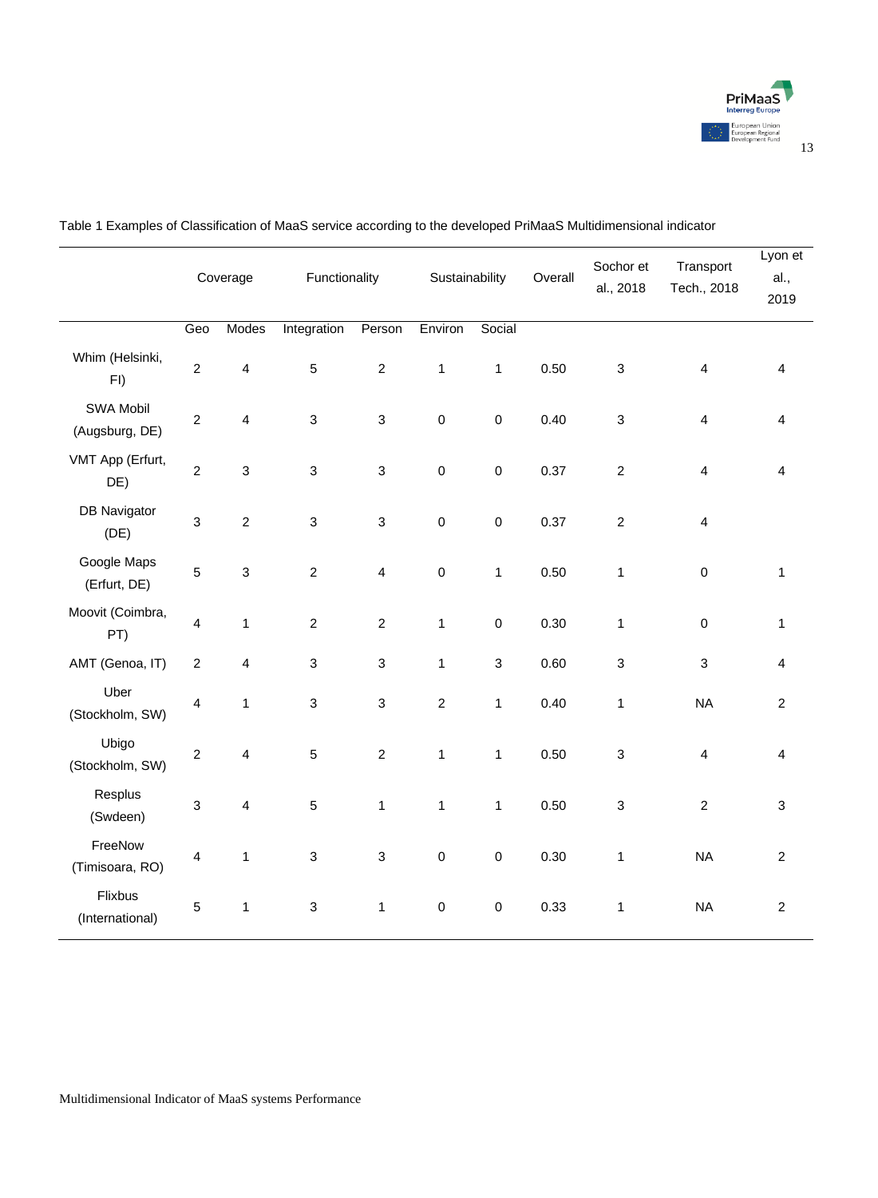Table 1 Examples of Classification of MaaS service according to the developed PriMaaS Multidimensional indicator

| | Coverage | | Functionality | | Sustainability | | Overall | Sochor et al., 2018 | Transport Tech., 2018 | Lyon et al., 2019 |
|---|---|---|---|---|---|---|---|---|---|---|
| | Geo | Modes | Integration | Person | Environ | Social | | | | |
| Whim (Helsinki, FI) | 2 | 4 | 5 | 2 | 1 | 1 | 0.50 | 3 | 4 | 4 |
| SWA Mobil (Augsburg, DE) | 2 | 4 | 3 | 3 | 0 | 0 | 0.40 | 3 | 4 | 4 |
| VMT App (Erfurt, DE) | 2 | 3 | 3 | 3 | 0 | 0 | 0.37 | 2 | 4 | 4 |
| DB Navigator (DE) | 3 | 2 | 3 | 3 | 0 | 0 | 0.37 | 2 | 4 | |
| Google Maps (Erfurt, DE) | 5 | 3 | 2 | 4 | 0 | 1 | 0.50 | 1 | 0 | 1 |
| Moovit (Coimbra, PT) | 4 | 1 | 2 | 2 | 1 | 0 | 0.30 | 1 | 0 | 1 |
| AMT (Genoa, IT) | 2 | 4 | 3 | 3 | 1 | 3 | 0.60 | 3 | 3 | 4 |
| Uber (Stockholm, SW) | 4 | 1 | 3 | 3 | 2 | 1 | 0.40 | 1 | NA | 2 |
| Ubigo (Stockholm, SW) | 2 | 4 | 5 | 2 | 1 | 1 | 0.50 | 3 | 4 | 4 |
| Resplus (Swdeen) | 3 | 4 | 5 | 1 | 1 | 1 | 0.50 | 3 | 2 | 3 |
| FreeNow (Timisoara, RO) | 4 | 1 | 3 | 3 | 0 | 0 | 0.30 | 1 | NA | 2 |
| Flixbus (International) | 5 | 1 | 3 | 1 | 0 | 0 | 0.33 | 1 | NA | 2 |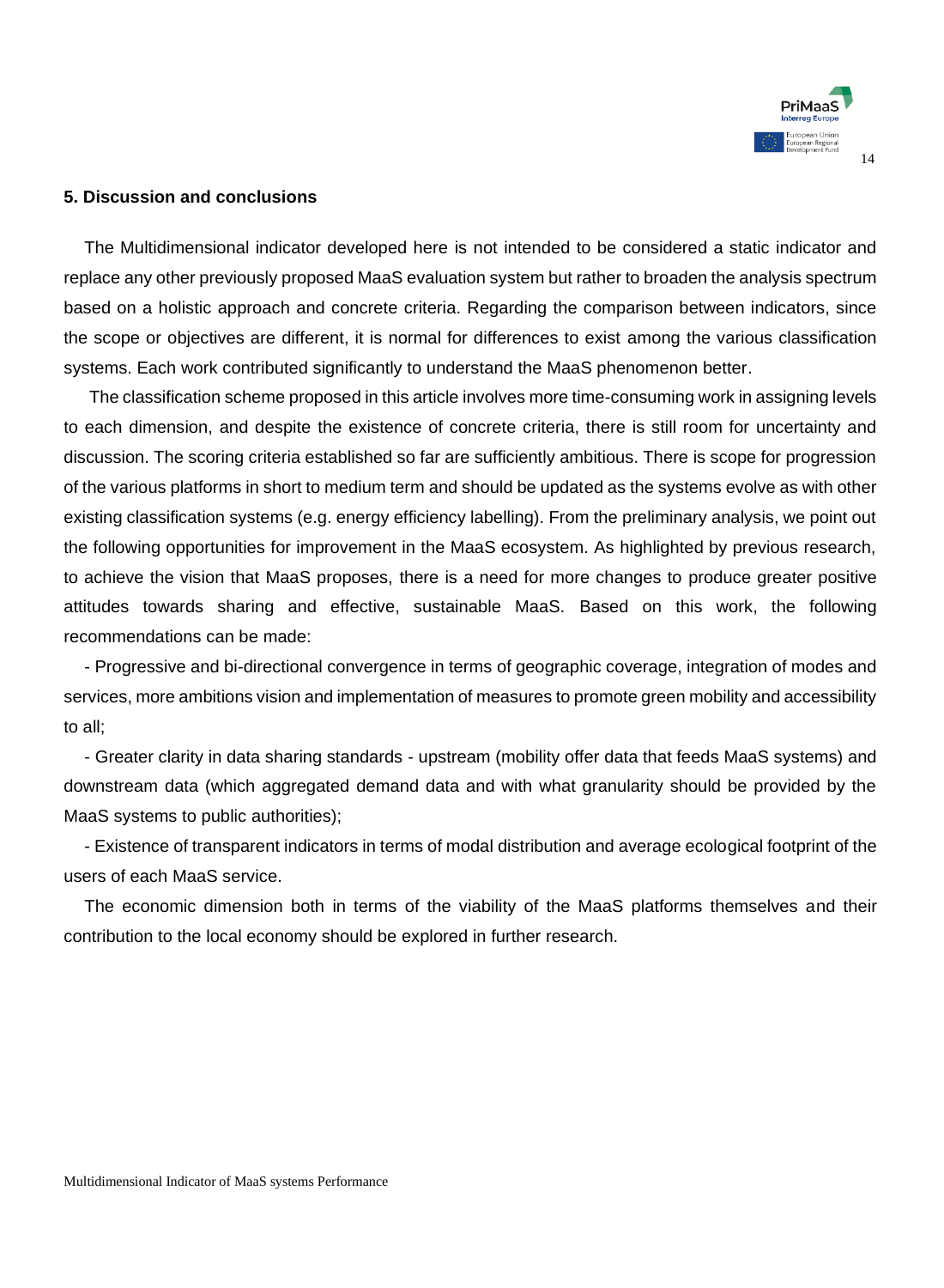## 5. Discussion and conclusions

The Multidimensional indicator developed here is not intended to be considered a static indicator and replace any other previously proposed MaaS evaluation system but rather to broaden the analysis spectrum based on a holistic approach and concrete criteria. Regarding the comparison between indicators, since the scope or objectives are different, it is normal for differences to exist among the various classification systems. Each work contributed significantly to understand the MaaS phenomenon better.

The classification scheme proposed in this article involves more time-consuming work in assigning levels to each dimension, and despite the existence of concrete criteria, there is still room for uncertainty and discussion. The scoring criteria established so far are sufficiently ambitious. There is scope for progression of the various platforms in short to medium term and should be updated as the systems evolve as with other existing classification systems (e.g. energy efficiency labelling). From the preliminary analysis, we point out the following opportunities for improvement in the MaaS ecosystem. As highlighted by previous research, to achieve the vision that MaaS proposes, there is a need for more changes to produce greater positive attitudes towards sharing and effective, sustainable MaaS. Based on this work, the following recommendations can be made:

- Progressive and bi-directional convergence in terms of geographic coverage, integration of modes and services, more ambitions vision and implementation of measures to promote green mobility and accessibility to all;
- Greater clarity in data sharing standards - upstream (mobility offer data that feeds MaaS systems) and downstream data (which aggregated demand data and with what granularity should be provided by the MaaS systems to public authorities);
- Existence of transparent indicators in terms of modal distribution and average ecological footprint of the users of each MaaS service.

The economic dimension both in terms of the viability of the MaaS platforms themselves and their contribution to the local economy should be explored in further research.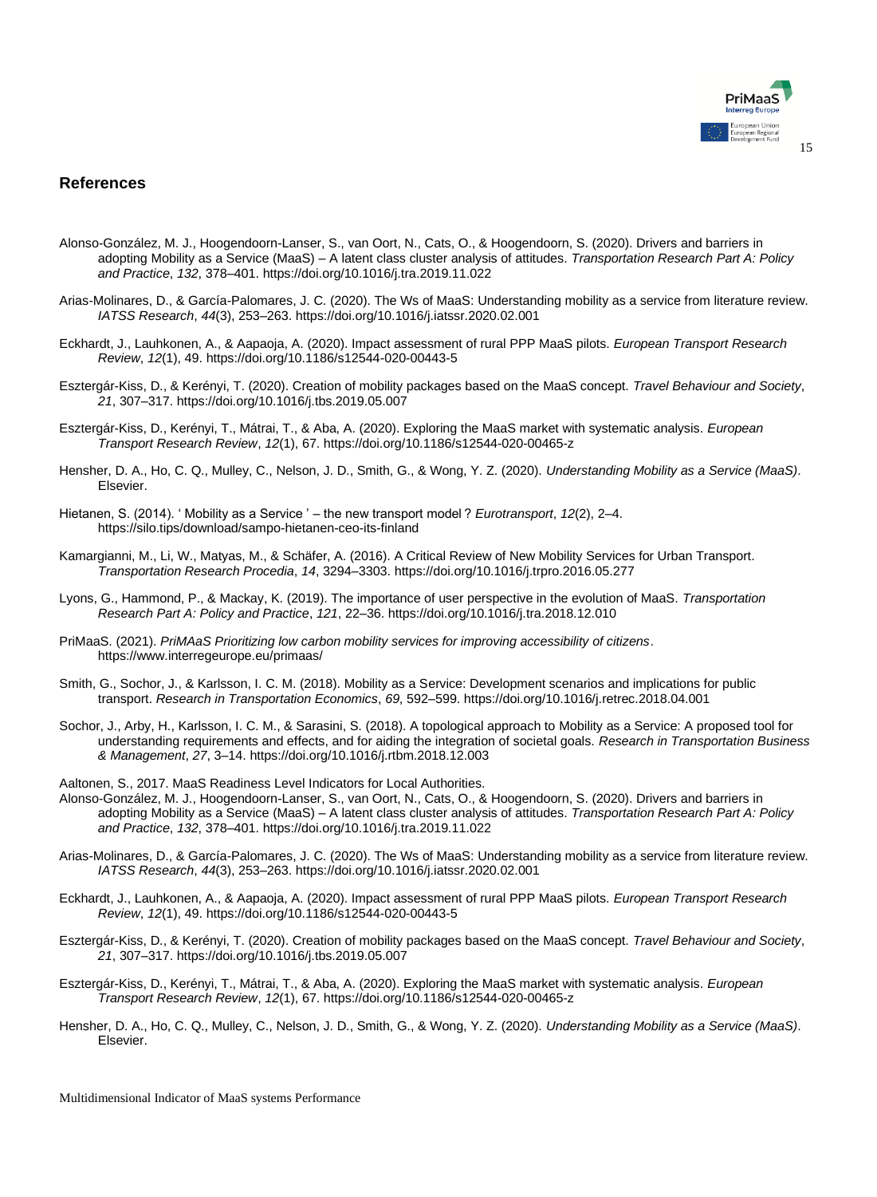## References

Alonso-González, M. J., Hoogendoorn-Lanser, S., van Oort, N., Cats, O., & Hoogendoorn, S. (2020). Drivers and barriers in adopting Mobility as a Service (MaaS) – A latent class cluster analysis of attitudes. *Transportation Research Part A: Policy and Practice*, *132*, 378–401. https://doi.org/10.1016/j.tra.2019.11.022

Arias-Molinares, D., & García-Palomares, J. C. (2020). The Ws of MaaS: Understanding mobility as a service from literature review. *IATSS Research*, *44*(3), 253–263. https://doi.org/10.1016/j.iatssr.2020.02.001

Eckhardt, J., Lauhkonen, A., & Aapaoja, A. (2020). Impact assessment of rural PPP MaaS pilots. *European Transport Research Review*, *12*(1), 49. https://doi.org/10.1186/s12544-020-00443-5

Esztergár-Kiss, D., & Kerényi, T. (2020). Creation of mobility packages based on the MaaS concept. *Travel Behaviour and Society*, *21*, 307–317. https://doi.org/10.1016/j.tbs.2019.05.007

Esztergár-Kiss, D., Kerényi, T., Mátrai, T., & Aba, A. (2020). Exploring the MaaS market with systematic analysis. *European Transport Research Review*, *12*(1), 67. https://doi.org/10.1186/s12544-020-00465-z

Hensher, D. A., Ho, C. Q., Mulley, C., Nelson, J. D., Smith, G., & Wong, Y. Z. (2020). *Understanding Mobility as a Service (MaaS)*. Elsevier.

Hietanen, S. (2014). ' Mobility as a Service ' – the new transport model ? *Eurotransport*, *12*(2), 2–4. https://silo.tips/download/sampo-hietanen-ceo-its-finland

Kamargianni, M., Li, W., Matyas, M., & Schäfer, A. (2016). A Critical Review of New Mobility Services for Urban Transport. *Transportation Research Procedia*, *14*, 3294–3303. https://doi.org/10.1016/j.trpro.2016.05.277

Lyons, G., Hammond, P., & Mackay, K. (2019). The importance of user perspective in the evolution of MaaS. *Transportation Research Part A: Policy and Practice*, *121*, 22–36. https://doi.org/10.1016/j.tra.2018.12.010

PriMaaS. (2021). *PriMAaS Prioritizing low carbon mobility services for improving accessibility of citizens*. https://www.interregeurope.eu/primaas/

Smith, G., Sochor, J., & Karlsson, I. C. M. (2018). Mobility as a Service: Development scenarios and implications for public transport. *Research in Transportation Economics*, *69*, 592–599. https://doi.org/10.1016/j.retrec.2018.04.001

Sochor, J., Arby, H., Karlsson, I. C. M., & Sarasini, S. (2018). A topological approach to Mobility as a Service: A proposed tool for understanding requirements and effects, and for aiding the integration of societal goals. *Research in Transportation Business & Management*, *27*, 3–14. https://doi.org/10.1016/j.rtbm.2018.12.003

Aaltonen, S., 2017. MaaS Readiness Level Indicators for Local Authorities.

Alonso-González, M. J., Hoogendoorn-Lanser, S., van Oort, N., Cats, O., & Hoogendoorn, S. (2020). Drivers and barriers in adopting Mobility as a Service (MaaS) – A latent class cluster analysis of attitudes. *Transportation Research Part A: Policy and Practice*, *132*, 378–401. https://doi.org/10.1016/j.tra.2019.11.022

Arias-Molinares, D., & García-Palomares, J. C. (2020). The Ws of MaaS: Understanding mobility as a service from literature review. *IATSS Research*, *44*(3), 253–263. https://doi.org/10.1016/j.iatssr.2020.02.001

Eckhardt, J., Lauhkonen, A., & Aapaoja, A. (2020). Impact assessment of rural PPP MaaS pilots. *European Transport Research Review*, *12*(1), 49. https://doi.org/10.1186/s12544-020-00443-5

Esztergár-Kiss, D., & Kerényi, T. (2020). Creation of mobility packages based on the MaaS concept. *Travel Behaviour and Society*, *21*, 307–317. https://doi.org/10.1016/j.tbs.2019.05.007

Esztergár-Kiss, D., Kerényi, T., Mátrai, T., & Aba, A. (2020). Exploring the MaaS market with systematic analysis. *European Transport Research Review*, *12*(1), 67. https://doi.org/10.1186/s12544-020-00465-z

Hensher, D. A., Ho, C. Q., Mulley, C., Nelson, J. D., Smith, G., & Wong, Y. Z. (2020). *Understanding Mobility as a Service (MaaS)*. Elsevier.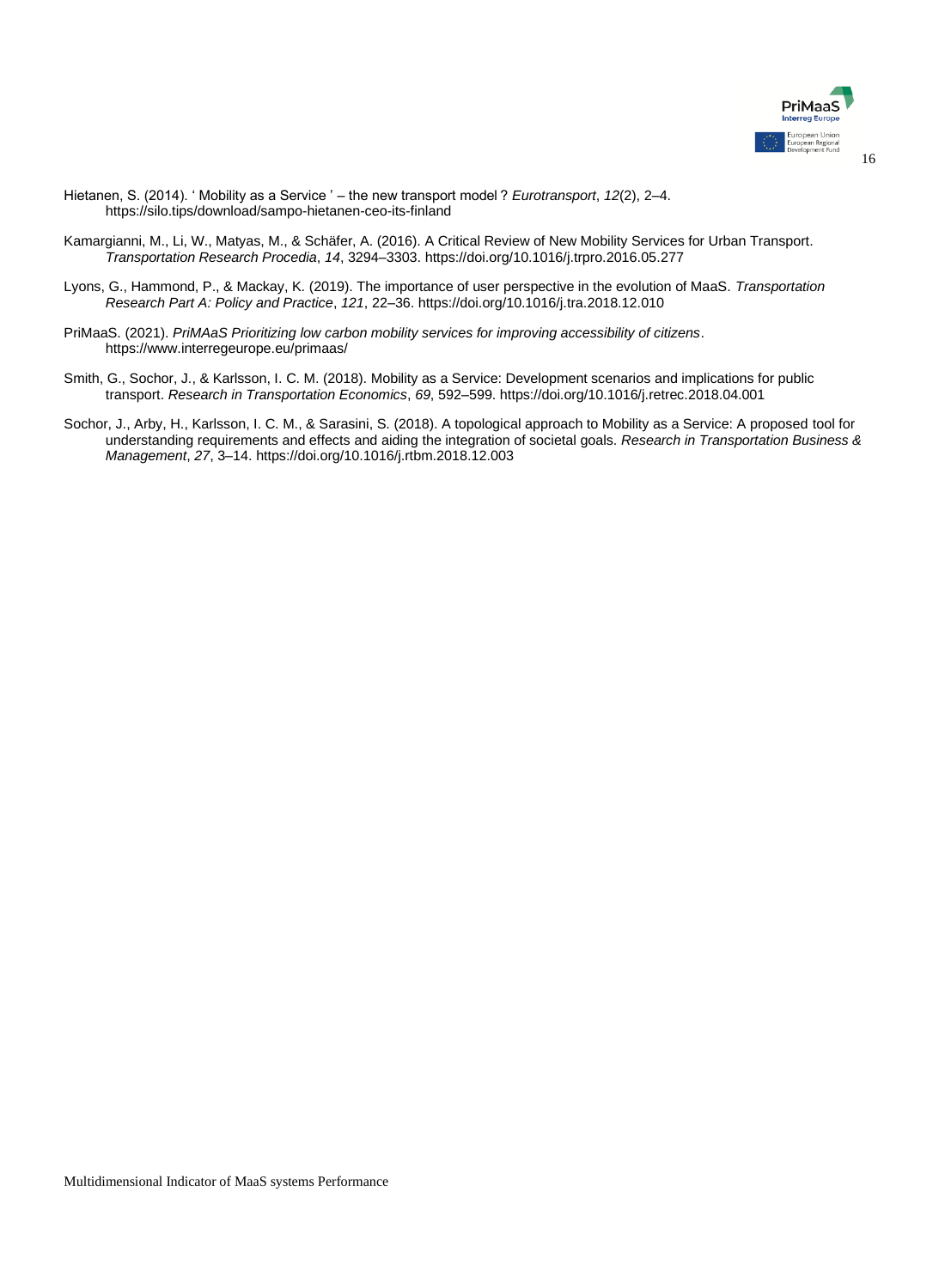Hietanen, S. (2014). ' Mobility as a Service ' – the new transport model ? *Eurotransport*, *12*(2), 2–4. https://silo.tips/download/sampo-hietanen-ceo-its-finland

Kamargianni, M., Li, W., Matyas, M., & Schäfer, A. (2016). A Critical Review of New Mobility Services for Urban Transport. *Transportation Research Procedia*, *14*, 3294–3303. https://doi.org/10.1016/j.trpro.2016.05.277

Lyons, G., Hammond, P., & Mackay, K. (2019). The importance of user perspective in the evolution of MaaS. *Transportation Research Part A: Policy and Practice*, *121*, 22–36. https://doi.org/10.1016/j.tra.2018.12.010

PriMaaS. (2021). *PriMAaS Prioritizing low carbon mobility services for improving accessibility of citizens*. https://www.interregeurope.eu/primaas/

Smith, G., Sochor, J., & Karlsson, I. C. M. (2018). Mobility as a Service: Development scenarios and implications for public transport. *Research in Transportation Economics*, *69*, 592–599. https://doi.org/10.1016/j.retrec.2018.04.001

Sochor, J., Arby, H., Karlsson, I. C. M., & Sarasini, S. (2018). A topological approach to Mobility as a Service: A proposed tool for understanding requirements and effects and aiding the integration of societal goals. *Research in Transportation Business & Management*, *27*, 3–14. https://doi.org/10.1016/j.rtbm.2018.12.003